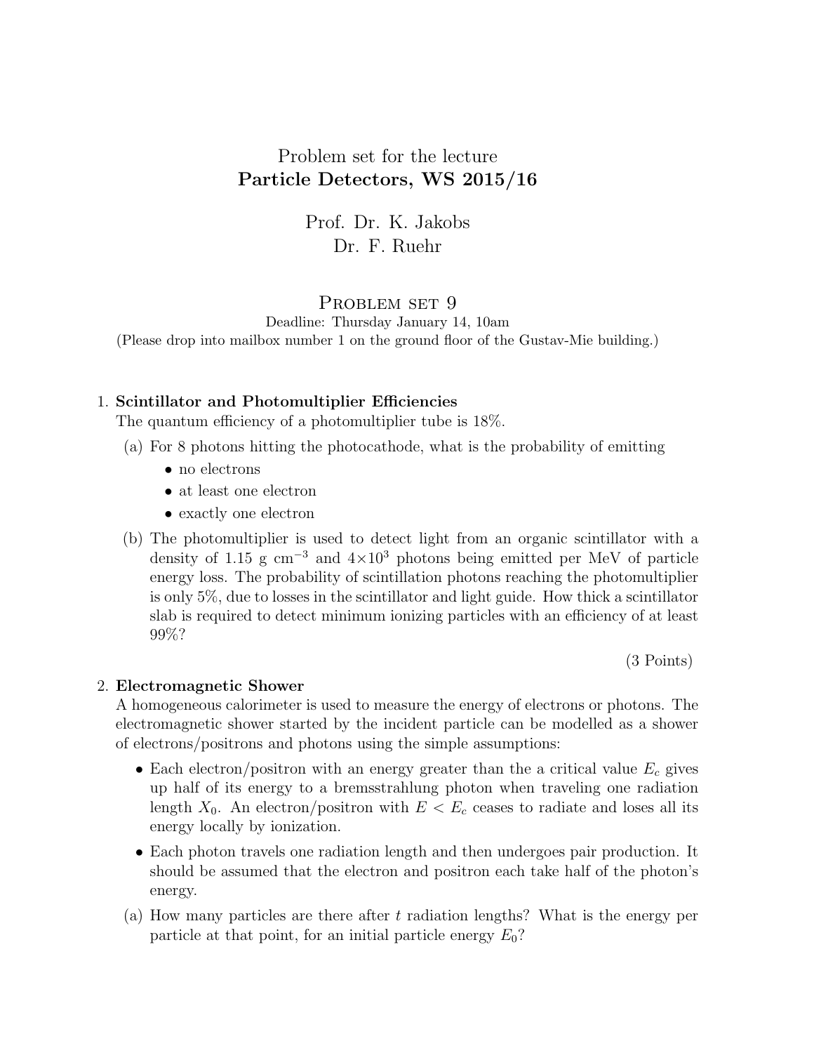Problem set for the lecture

**Particle Detectors, WS 2015/16**

Prof. Dr. K. Jakobs

Dr. F. Ruehr

# Problem set 9

Deadline: Thursday January 14, 10am

(Please drop into mailbox number 1 on the ground floor of the Gustav-Mie building.)

1. **Scintillator and Photomultiplier Efficiencies**

   The quantum efficiency of a photomultiplier tube is 18%.

   (a) For 8 photons hitting the photocathode, what is the probability of emitting
   - no electrons
   - at least one electron
   - exactly one electron

   (b) The photomultiplier is used to detect light from an organic scintillator with a density of 1.15 g cm$^{-3}$ and $4\times10^3$ photons being emitted per MeV of particle energy loss. The probability of scintillation photons reaching the photomultiplier is only 5%, due to losses in the scintillator and light guide. How thick a scintillator slab is required to detect minimum ionizing particles with an efficiency of at least 99%?

   (3 Points)

2. **Electromagnetic Shower**

   A homogeneous calorimeter is used to measure the energy of electrons or photons. The electromagnetic shower started by the incident particle can be modelled as a shower of electrons/positrons and photons using the simple assumptions:
   - Each electron/positron with an energy greater than the a critical value $E_c$ gives up half of its energy to a bremsstrahlung photon when traveling one radiation length $X_0$. An electron/positron with $E < E_c$ ceases to radiate and loses all its energy locally by ionization.
   - Each photon travels one radiation length and then undergoes pair production. It should be assumed that the electron and positron each take half of the photon's energy.

   (a) How many particles are there after $t$ radiation lengths? What is the energy per particle at that point, for an initial particle energy $E_0$?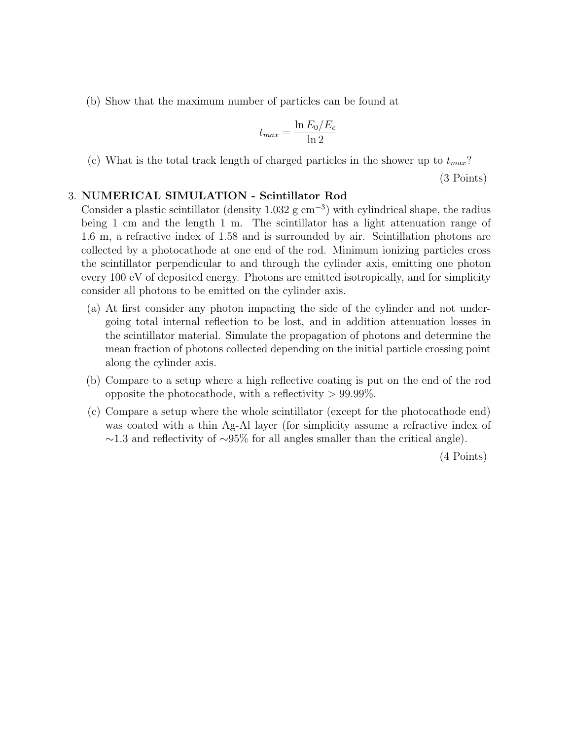(b) Show that the maximum number of particles can be found at

$$t_{max} = \frac{\ln E_0/E_c}{\ln 2}$$

(c) What is the total track length of charged particles in the shower up to $t_{max}$?

(3 Points)

3. **NUMERICAL SIMULATION - Scintillator Rod**
Consider a plastic scintillator (density 1.032 g cm$^{-3}$) with cylindrical shape, the radius being 1 cm and the length 1 m. The scintillator has a light attenuation range of 1.6 m, a refractive index of 1.58 and is surrounded by air. Scintillation photons are collected by a photocathode at one end of the rod. Minimum ionizing particles cross the scintillator perpendicular to and through the cylinder axis, emitting one photon every 100 eV of deposited energy. Photons are emitted isotropically, and for simplicity consider all photons to be emitted on the cylinder axis.

   (a) At first consider any photon impacting the side of the cylinder and not undergoing total internal reflection to be lost, and in addition attenuation losses in the scintillator material. Simulate the propagation of photons and determine the mean fraction of photons collected depending on the initial particle crossing point along the cylinder axis.

   (b) Compare to a setup where a high reflective coating is put on the end of the rod opposite the photocathode, with a reflectivity $> 99.99\%$.

   (c) Compare a setup where the whole scintillator (except for the photocathode end) was coated with a thin Ag-Al layer (for simplicity assume a refractive index of $\sim$1.3 and reflectivity of $\sim$95% for all angles smaller than the critical angle).

(4 Points)